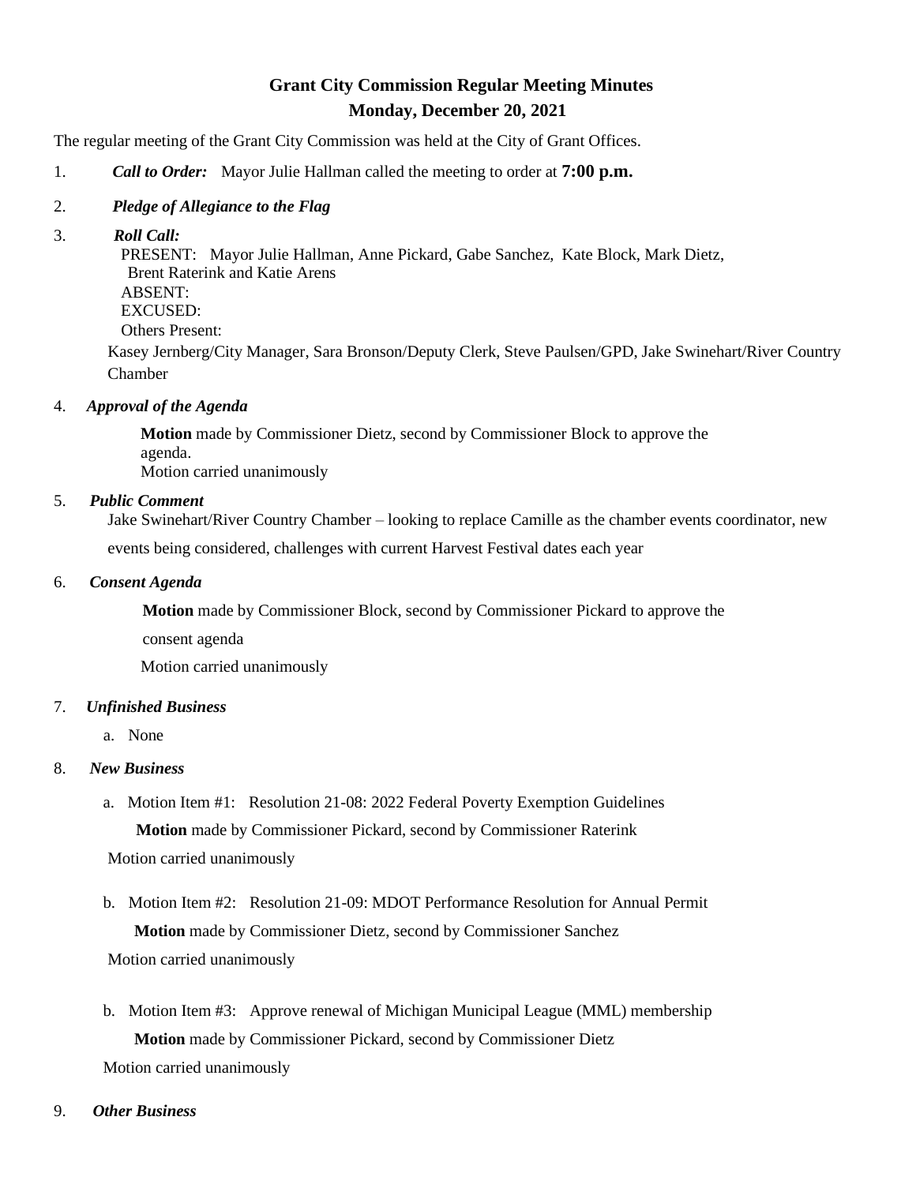# Grant City Commission Regular Meeting Minutes

## Monday, December 20, 2021

The regular meeting of the Grant City Commission was held at the City of Grant Offices.

1. ***Call to Order:*** Mayor Julie Hallman called the meeting to order at **7:00 p.m.**

2. ***Pledge of Allegiance to the Flag***

3. ***Roll Call:***
   PRESENT: Mayor Julie Hallman, Anne Pickard, Gabe Sanchez, Kate Block, Mark Dietz, Brent Raterink and Katie Arens
   ABSENT:
   EXCUSED:
   Others Present:
   Kasey Jernberg/City Manager, Sara Bronson/Deputy Clerk, Steve Paulsen/GPD, Jake Swinehart/River Country Chamber

4. ***Approval of the Agenda***

   **Motion** made by Commissioner Dietz, second by Commissioner Block to approve the agenda.
   Motion carried unanimously

5. ***Public Comment***
   Jake Swinehart/River Country Chamber – looking to replace Camille as the chamber events coordinator, new events being considered, challenges with current Harvest Festival dates each year

6. ***Consent Agenda***

   **Motion** made by Commissioner Block, second by Commissioner Pickard to approve the consent agenda
   Motion carried unanimously

7. ***Unfinished Business***
   a. None

8. ***New Business***
   a. Motion Item #1: Resolution 21-08: 2022 Federal Poverty Exemption Guidelines
      **Motion** made by Commissioner Pickard, second by Commissioner Raterink
      Motion carried unanimously

   b. Motion Item #2: Resolution 21-09: MDOT Performance Resolution for Annual Permit
      **Motion** made by Commissioner Dietz, second by Commissioner Sanchez
      Motion carried unanimously

   b. Motion Item #3: Approve renewal of Michigan Municipal League (MML) membership
      **Motion** made by Commissioner Pickard, second by Commissioner Dietz
      Motion carried unanimously

9. ***Other Business***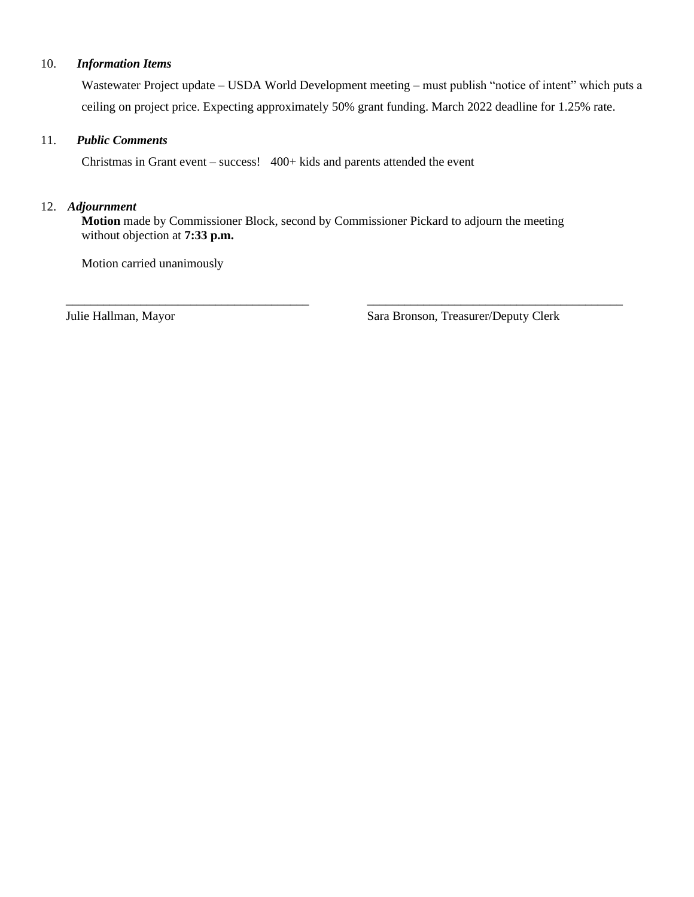10. ***Information Items***

Wastewater Project update – USDA World Development meeting – must publish "notice of intent" which puts a ceiling on project price. Expecting approximately 50% grant funding. March 2022 deadline for 1.25% rate.

11. ***Public Comments***

Christmas in Grant event – success!  400+ kids and parents attended the event

12. ***Adjournment***

**Motion** made by Commissioner Block, second by Commissioner Pickard to adjourn the meeting without objection at **7:33 p.m.**

Motion carried unanimously

\_\_\_\_\_\_\_\_\_\_\_\_\_\_\_\_\_\_\_\_\_\_\_\_\_\_\_\_\_\_\_\_\_\_\_\_\_\_\_\_
Julie Hallman, Mayor

\_\_\_\_\_\_\_\_\_\_\_\_\_\_\_\_\_\_\_\_\_\_\_\_\_\_\_\_\_\_\_\_\_\_\_\_\_\_\_\_
Sara Bronson, Treasurer/Deputy Clerk